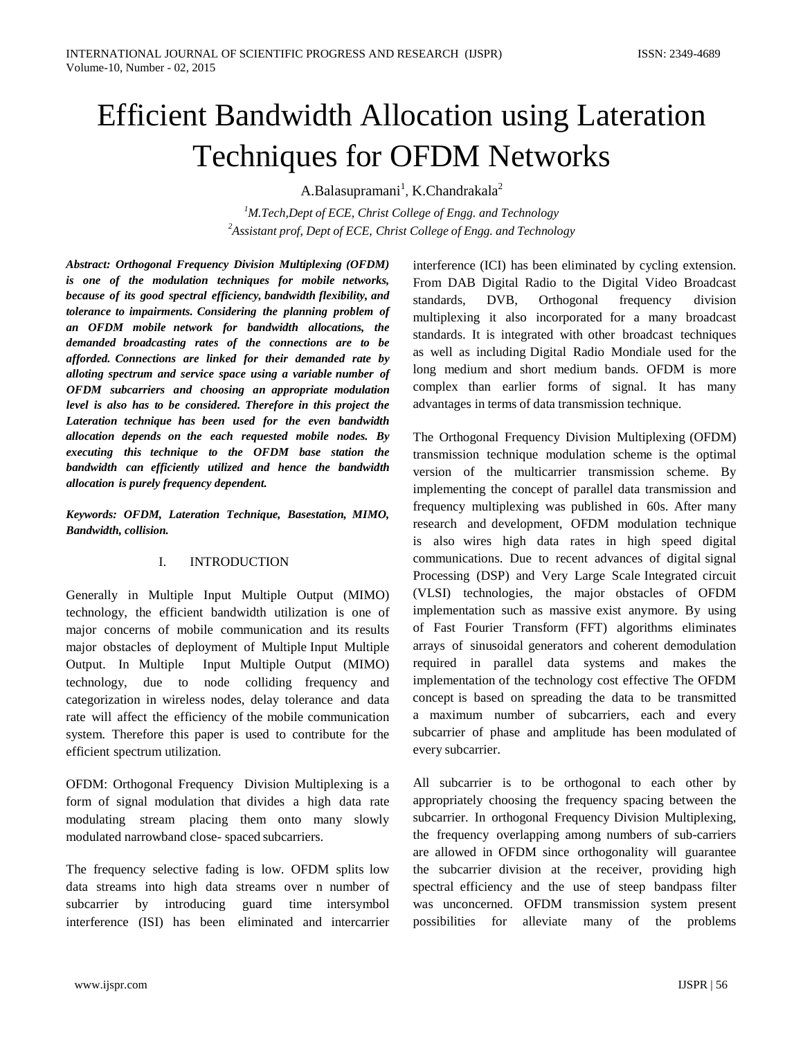# Efficient Bandwidth Allocation using Lateration Techniques for OFDM Networks

A.Balasupramani[1], K.Chandrakala[2]

[1]*M.Tech,Dept of ECE, Christ College of Engg. and Technology*
[2]*Assistant prof, Dept of ECE, Christ College of Engg. and Technology*

***Abstract: Orthogonal Frequency Division Multiplexing (OFDM) is one of the modulation techniques for mobile networks, because of its good spectral efficiency, bandwidth flexibility, and tolerance to impairments. Considering the planning problem of an OFDM mobile network for bandwidth allocations, the demanded broadcasting rates of the connections are to be afforded. Connections are linked for their demanded rate by alloting spectrum and service space using a variable number of OFDM subcarriers and choosing an appropriate modulation level is also has to be considered. Therefore in this project the Lateration technique has been used for the even bandwidth allocation depends on the each requested mobile nodes. By executing this technique to the OFDM base station the bandwidth can efficiently utilized and hence the bandwidth allocation is purely frequency dependent.***

***Keywords: OFDM, Lateration Technique, Basestation, MIMO, Bandwidth, collision.***

## I. INTRODUCTION

Generally in Multiple Input Multiple Output (MIMO) technology, the efficient bandwidth utilization is one of major concerns of mobile communication and its results major obstacles of deployment of Multiple Input Multiple Output. In Multiple Input Multiple Output (MIMO) technology, due to node colliding frequency and categorization in wireless nodes, delay tolerance and data rate will affect the efficiency of the mobile communication system. Therefore this paper is used to contribute for the efficient spectrum utilization.

OFDM: Orthogonal Frequency Division Multiplexing is a form of signal modulation that divides a high data rate modulating stream placing them onto many slowly modulated narrowband close- spaced subcarriers.

The frequency selective fading is low. OFDM splits low data streams into high data streams over n number of subcarrier by introducing guard time intersymbol interference (ISI) has been eliminated and intercarrier interference (ICI) has been eliminated by cycling extension. From DAB Digital Radio to the Digital Video Broadcast standards, DVB, Orthogonal frequency division multiplexing it also incorporated for a many broadcast standards. It is integrated with other broadcast techniques as well as including Digital Radio Mondiale used for the long medium and short medium bands. OFDM is more complex than earlier forms of signal. It has many advantages in terms of data transmission technique.

The Orthogonal Frequency Division Multiplexing (OFDM) transmission technique modulation scheme is the optimal version of the multicarrier transmission scheme. By implementing the concept of parallel data transmission and frequency multiplexing was published in 60s. After many research and development, OFDM modulation technique is also wires high data rates in high speed digital communications. Due to recent advances of digital signal Processing (DSP) and Very Large Scale Integrated circuit (VLSI) technologies, the major obstacles of OFDM implementation such as massive exist anymore. By using of Fast Fourier Transform (FFT) algorithms eliminates arrays of sinusoidal generators and coherent demodulation required in parallel data systems and makes the implementation of the technology cost effective The OFDM concept is based on spreading the data to be transmitted a maximum number of subcarriers, each and every subcarrier of phase and amplitude has been modulated of every subcarrier.

All subcarrier is to be orthogonal to each other by appropriately choosing the frequency spacing between the subcarrier. In orthogonal Frequency Division Multiplexing, the frequency overlapping among numbers of sub-carriers are allowed in OFDM since orthogonality will guarantee the subcarrier division at the receiver, providing high spectral efficiency and the use of steep bandpass filter was unconcerned. OFDM transmission system present possibilities for alleviate many of the problems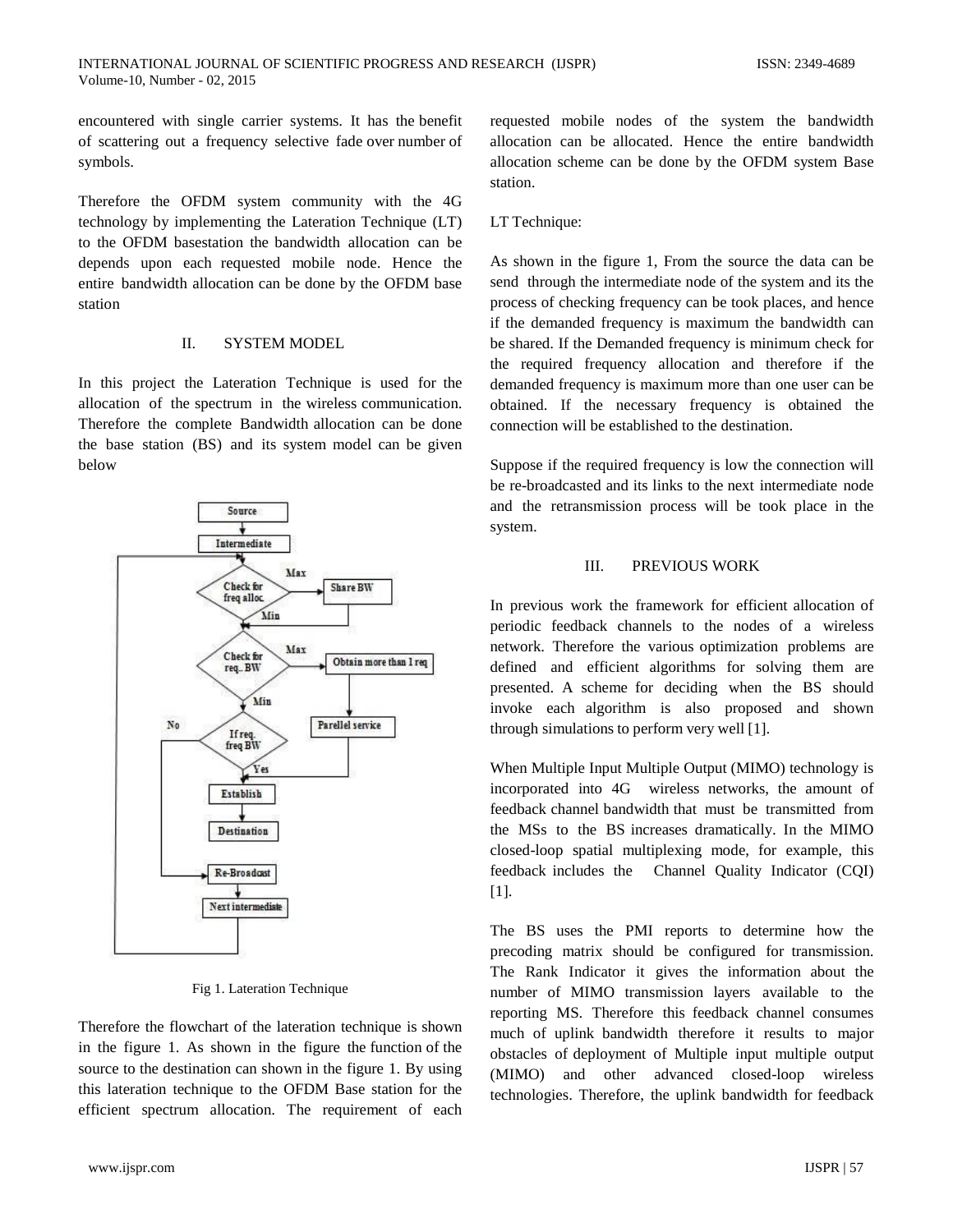encountered with single carrier systems. It has the benefit of scattering out a frequency selective fade over number of symbols.

Therefore the OFDM system community with the 4G technology by implementing the Lateration Technique (LT) to the OFDM basestation the bandwidth allocation can be depends upon each requested mobile node. Hence the entire bandwidth allocation can be done by the OFDM base station

## II. SYSTEM MODEL

In this project the Lateration Technique is used for the allocation of the spectrum in the wireless communication. Therefore the complete Bandwidth allocation can be done the base station (BS) and its system model can be given below

Fig 1. Lateration Technique

Therefore the flowchart of the lateration technique is shown in the figure 1. As shown in the figure the function of the source to the destination can shown in the figure 1. By using this lateration technique to the OFDM Base station for the efficient spectrum allocation. The requirement of each requested mobile nodes of the system the bandwidth allocation can be allocated. Hence the entire bandwidth allocation scheme can be done by the OFDM system Base station.

LT Technique:

As shown in the figure 1, From the source the data can be send through the intermediate node of the system and its the process of checking frequency can be took places, and hence if the demanded frequency is maximum the bandwidth can be shared. If the Demanded frequency is minimum check for the required frequency allocation and therefore if the demanded frequency is maximum more than one user can be obtained. If the necessary frequency is obtained the connection will be established to the destination.

Suppose if the required frequency is low the connection will be re-broadcasted and its links to the next intermediate node and the retransmission process will be took place in the system.

## III. PREVIOUS WORK

In previous work the framework for efficient allocation of periodic feedback channels to the nodes of a wireless network. Therefore the various optimization problems are defined and efficient algorithms for solving them are presented. A scheme for deciding when the BS should invoke each algorithm is also proposed and shown through simulations to perform very well [1].

When Multiple Input Multiple Output (MIMO) technology is incorporated into 4G wireless networks, the amount of feedback channel bandwidth that must be transmitted from the MSs to the BS increases dramatically. In the MIMO closed-loop spatial multiplexing mode, for example, this feedback includes the Channel Quality Indicator (CQI) [1].

The BS uses the PMI reports to determine how the precoding matrix should be configured for transmission. The Rank Indicator it gives the information about the number of MIMO transmission layers available to the reporting MS. Therefore this feedback channel consumes much of uplink bandwidth therefore it results to major obstacles of deployment of Multiple input multiple output (MIMO) and other advanced closed-loop wireless technologies. Therefore, the uplink bandwidth for feedback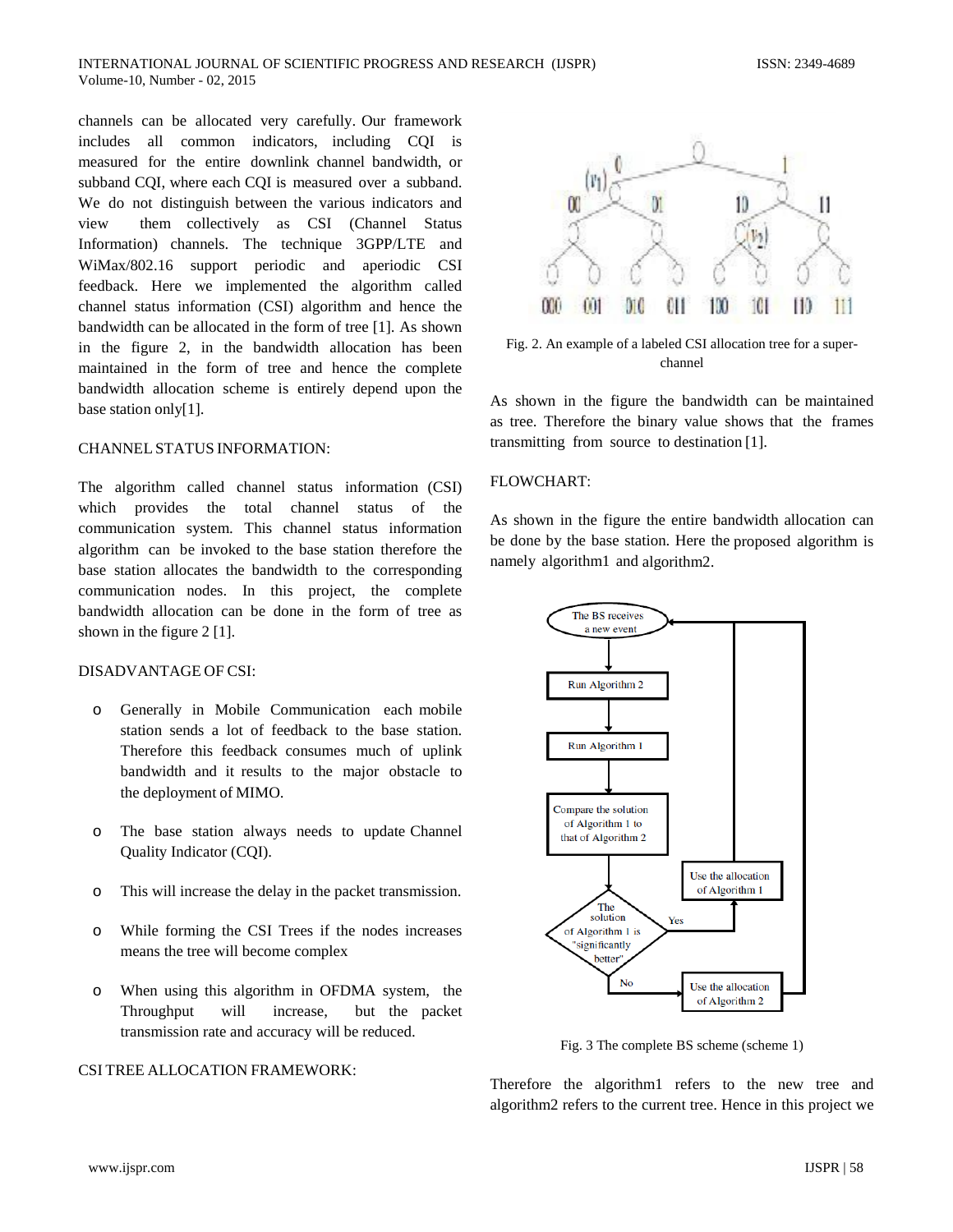channels can be allocated very carefully. Our framework includes all common indicators, including CQI is measured for the entire downlink channel bandwidth, or subband CQI, where each CQI is measured over a subband. We do not distinguish between the various indicators and view them collectively as CSI (Channel Status Information) channels. The technique 3GPP/LTE and WiMax/802.16 support periodic and aperiodic CSI feedback. Here we implemented the algorithm called channel status information (CSI) algorithm and hence the bandwidth can be allocated in the form of tree [1]. As shown in the figure 2, in the bandwidth allocation has been maintained in the form of tree and hence the complete bandwidth allocation scheme is entirely depend upon the base station only[1].

## CHANNEL STATUS INFORMATION:

The algorithm called channel status information (CSI) which provides the total channel status of the communication system. This channel status information algorithm can be invoked to the base station therefore the base station allocates the bandwidth to the corresponding communication nodes. In this project, the complete bandwidth allocation can be done in the form of tree as shown in the figure 2 [1].

## DISADVANTAGE OF CSI:

- Generally in Mobile Communication each mobile station sends a lot of feedback to the base station. Therefore this feedback consumes much of uplink bandwidth and it results to the major obstacle to the deployment of MIMO.
- The base station always needs to update Channel Quality Indicator (CQI).
- This will increase the delay in the packet transmission.
- While forming the CSI Trees if the nodes increases means the tree will become complex
- When using this algorithm in OFDMA system, the Throughput will increase, but the packet transmission rate and accuracy will be reduced.

## CSI TREE ALLOCATION FRAMEWORK:

Fig. 2. An example of a labeled CSI allocation tree for a super-channel

As shown in the figure the bandwidth can be maintained as tree. Therefore the binary value shows that the frames transmitting from source to destination [1].

## FLOWCHART:

As shown in the figure the entire bandwidth allocation can be done by the base station. Here the proposed algorithm is namely algorithm1 and algorithm2.

Fig. 3 The complete BS scheme (scheme 1)

Therefore the algorithm1 refers to the new tree and algorithm2 refers to the current tree. Hence in this project we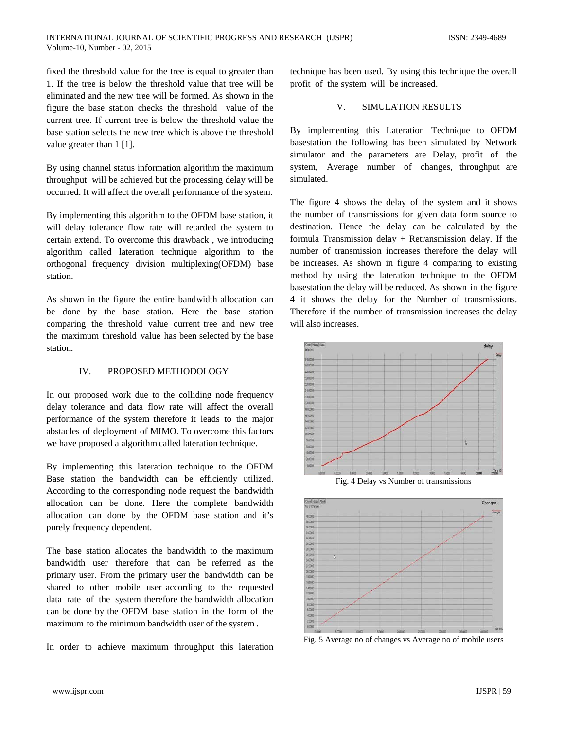fixed the threshold value for the tree is equal to greater than 1. If the tree is below the threshold value that tree will be eliminated and the new tree will be formed. As shown in the figure the base station checks the threshold value of the current tree. If current tree is below the threshold value the base station selects the new tree which is above the threshold value greater than 1 [1].

By using channel status information algorithm the maximum throughput will be achieved but the processing delay will be occurred. It will affect the overall performance of the system.

By implementing this algorithm to the OFDM base station, it will delay tolerance flow rate will retarded the system to certain extend. To overcome this drawback , we introducing algorithm called lateration technique algorithm to the orthogonal frequency division multiplexing(OFDM) base station.

As shown in the figure the entire bandwidth allocation can be done by the base station. Here the base station comparing the threshold value current tree and new tree the maximum threshold value has been selected by the base station.

## IV. PROPOSED METHODOLOGY

In our proposed work due to the colliding node frequency delay tolerance and data flow rate will affect the overall performance of the system therefore it leads to the major abstacles of deployment of MIMO. To overcome this factors we have proposed a algorithm called lateration technique.

By implementing this lateration technique to the OFDM Base station the bandwidth can be efficiently utilized. According to the corresponding node request the bandwidth allocation can be done. Here the complete bandwidth allocation can done by the OFDM base station and it's purely frequency dependent.

The base station allocates the bandwidth to the maximum bandwidth user therefore that can be referred as the primary user. From the primary user the bandwidth can be shared to other mobile user according to the requested data rate of the system therefore the bandwidth allocation can be done by the OFDM base station in the form of the maximum to the minimum bandwidth user of the system .

In order to achieve maximum throughput this lateration technique has been used. By using this technique the overall profit of the system will be increased.

## V. SIMULATION RESULTS

By implementing this Lateration Technique to OFDM basestation the following has been simulated by Network simulator and the parameters are Delay, profit of the system, Average number of changes, throughput are simulated.

The figure 4 shows the delay of the system and it shows the number of transmissions for given data form source to destination. Hence the delay can be calculated by the formula Transmission delay + Retransmission delay. If the number of transmission increases therefore the delay will be increases. As shown in figure 4 comparing to existing method by using the lateration technique to the OFDM basestation the delay will be reduced. As shown in the figure 4 it shows the delay for the Number of transmissions. Therefore if the number of transmission increases the delay will also increases.

Fig. 4 Delay vs Number of transmissions

Fig. 5 Average no of changes vs Average no of mobile users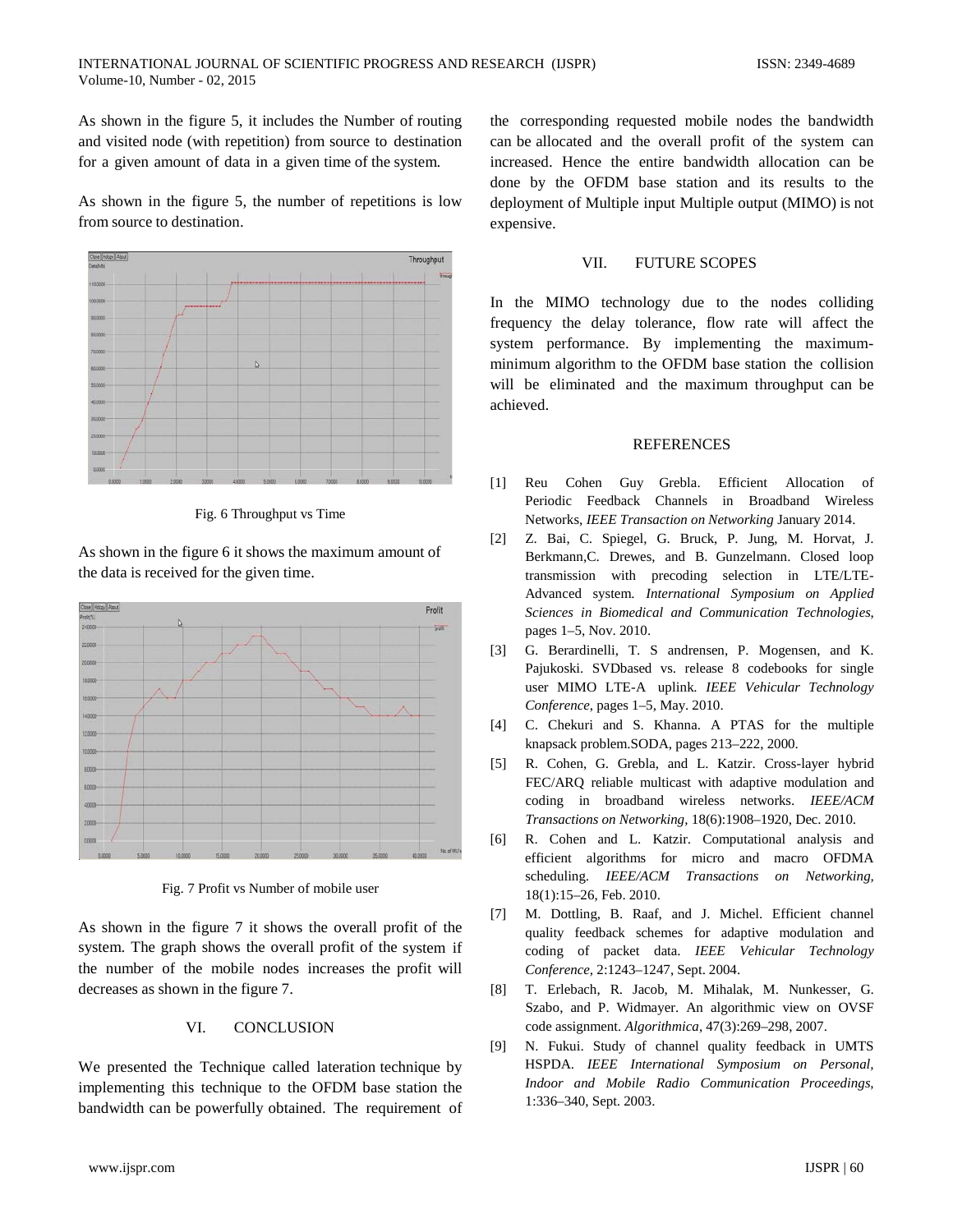As shown in the figure 5, it includes the Number of routing and visited node (with repetition) from source to destination for a given amount of data in a given time of the system.

As shown in the figure 5, the number of repetitions is low from source to destination.

Fig. 6 Throughput vs Time

As shown in the figure 6 it shows the maximum amount of the data is received for the given time.

Fig. 7 Profit vs Number of mobile user

As shown in the figure 7 it shows the overall profit of the system. The graph shows the overall profit of the system if the number of the mobile nodes increases the profit will decreases as shown in the figure 7.

## VI. CONCLUSION

We presented the Technique called lateration technique by implementing this technique to the OFDM base station the bandwidth can be powerfully obtained. The requirement of the corresponding requested mobile nodes the bandwidth can be allocated and the overall profit of the system can increased. Hence the entire bandwidth allocation can be done by the OFDM base station and its results to the deployment of Multiple input Multiple output (MIMO) is not expensive.

## VII. FUTURE SCOPES

In the MIMO technology due to the nodes colliding frequency the delay tolerance, flow rate will affect the system performance. By implementing the maximum-minimum algorithm to the OFDM base station the collision will be eliminated and the maximum throughput can be achieved.

## REFERENCES

[1] Reu Cohen Guy Grebla. Efficient Allocation of Periodic Feedback Channels in Broadband Wireless Networks, *IEEE Transaction on Networking* January 2014.

[2] Z. Bai, C. Spiegel, G. Bruck, P. Jung, M. Horvat, J. Berkmann,C. Drewes, and B. Gunzelmann. Closed loop transmission with precoding selection in LTE/LTE-Advanced system. *International Symposium on Applied Sciences in Biomedical and Communication Technologies*, pages 1–5, Nov. 2010.

[3] G. Berardinelli, T. S andrensen, P. Mogensen, and K. Pajukoski. SVDbased vs. release 8 codebooks for single user MIMO LTE-A uplink. *IEEE Vehicular Technology Conference*, pages 1–5, May. 2010.

[4] C. Chekuri and S. Khanna. A PTAS for the multiple knapsack problem.SODA, pages 213–222, 2000.

[5] R. Cohen, G. Grebla, and L. Katzir. Cross-layer hybrid FEC/ARQ reliable multicast with adaptive modulation and coding in broadband wireless networks. *IEEE/ACM Transactions on Networking*, 18(6):1908–1920, Dec. 2010.

[6] R. Cohen and L. Katzir. Computational analysis and efficient algorithms for micro and macro OFDMA scheduling. *IEEE/ACM Transactions on Networking*, 18(1):15–26, Feb. 2010.

[7] M. Dottling, B. Raaf, and J. Michel. Efficient channel quality feedback schemes for adaptive modulation and coding of packet data. *IEEE Vehicular Technology Conference*, 2:1243–1247, Sept. 2004.

[8] T. Erlebach, R. Jacob, M. Mihalak, M. Nunkesser, G. Szabo, and P. Widmayer. An algorithmic view on OVSF code assignment. *Algorithmica*, 47(3):269–298, 2007.

[9] N. Fukui. Study of channel quality feedback in UMTS HSPDA. *IEEE International Symposium on Personal, Indoor and Mobile Radio Communication Proceedings*, 1:336–340, Sept. 2003.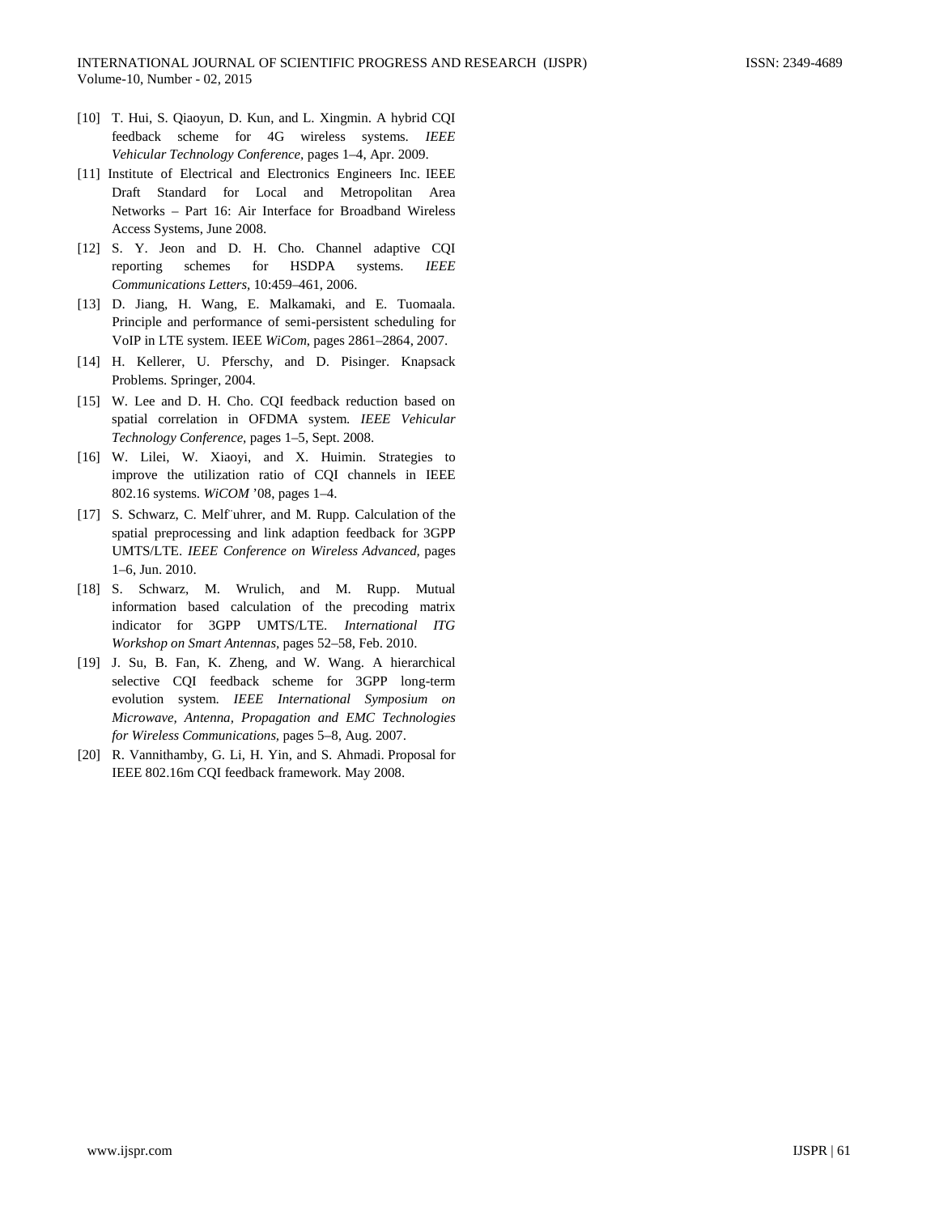[10] T. Hui, S. Qiaoyun, D. Kun, and L. Xingmin. A hybrid CQI feedback scheme for 4G wireless systems. *IEEE Vehicular Technology Conference*, pages 1–4, Apr. 2009.

[11] Institute of Electrical and Electronics Engineers Inc. IEEE Draft Standard for Local and Metropolitan Area Networks – Part 16: Air Interface for Broadband Wireless Access Systems, June 2008.

[12] S. Y. Jeon and D. H. Cho. Channel adaptive CQI reporting schemes for HSDPA systems. *IEEE Communications Letters*, 10:459–461, 2006.

[13] D. Jiang, H. Wang, E. Malkamaki, and E. Tuomaala. Principle and performance of semi-persistent scheduling for VoIP in LTE system. IEEE *WiCom*, pages 2861–2864, 2007.

[14] H. Kellerer, U. Pferschy, and D. Pisinger. Knapsack Problems. Springer, 2004.

[15] W. Lee and D. H. Cho. CQI feedback reduction based on spatial correlation in OFDMA system. *IEEE Vehicular Technology Conference*, pages 1–5, Sept. 2008.

[16] W. Lilei, W. Xiaoyi, and X. Huimin. Strategies to improve the utilization ratio of CQI channels in IEEE 802.16 systems. *WiCOM* '08, pages 1–4.

[17] S. Schwarz, C. Melf¨uhrer, and M. Rupp. Calculation of the spatial preprocessing and link adaption feedback for 3GPP UMTS/LTE. *IEEE Conference on Wireless Advanced*, pages 1–6, Jun. 2010.

[18] S. Schwarz, M. Wrulich, and M. Rupp. Mutual information based calculation of the precoding matrix indicator for 3GPP UMTS/LTE. *International ITG Workshop on Smart Antennas*, pages 52–58, Feb. 2010.

[19] J. Su, B. Fan, K. Zheng, and W. Wang. A hierarchical selective CQI feedback scheme for 3GPP long-term evolution system. *IEEE International Symposium on Microwave, Antenna, Propagation and EMC Technologies for Wireless Communications*, pages 5–8, Aug. 2007.

[20] R. Vannithamby, G. Li, H. Yin, and S. Ahmadi. Proposal for IEEE 802.16m CQI feedback framework. May 2008.